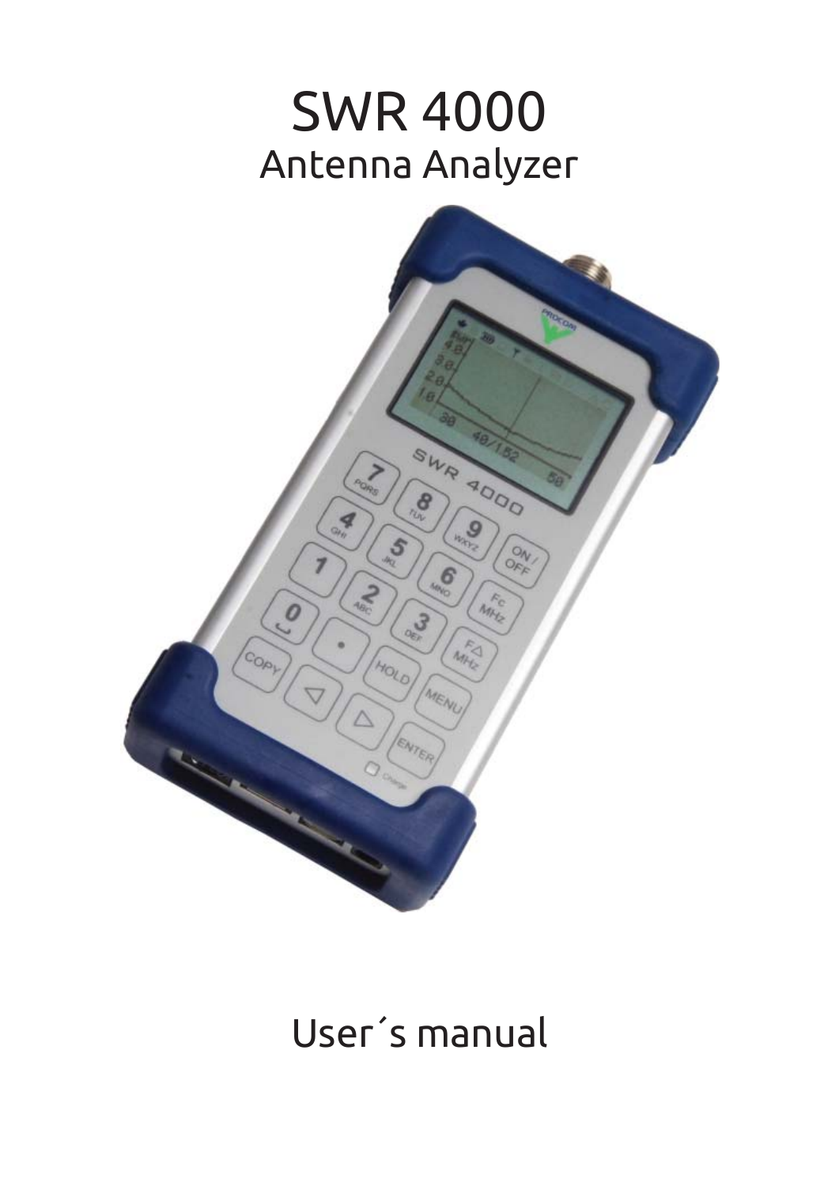# SWR 4000

## Antenna Analyzer

User´s manual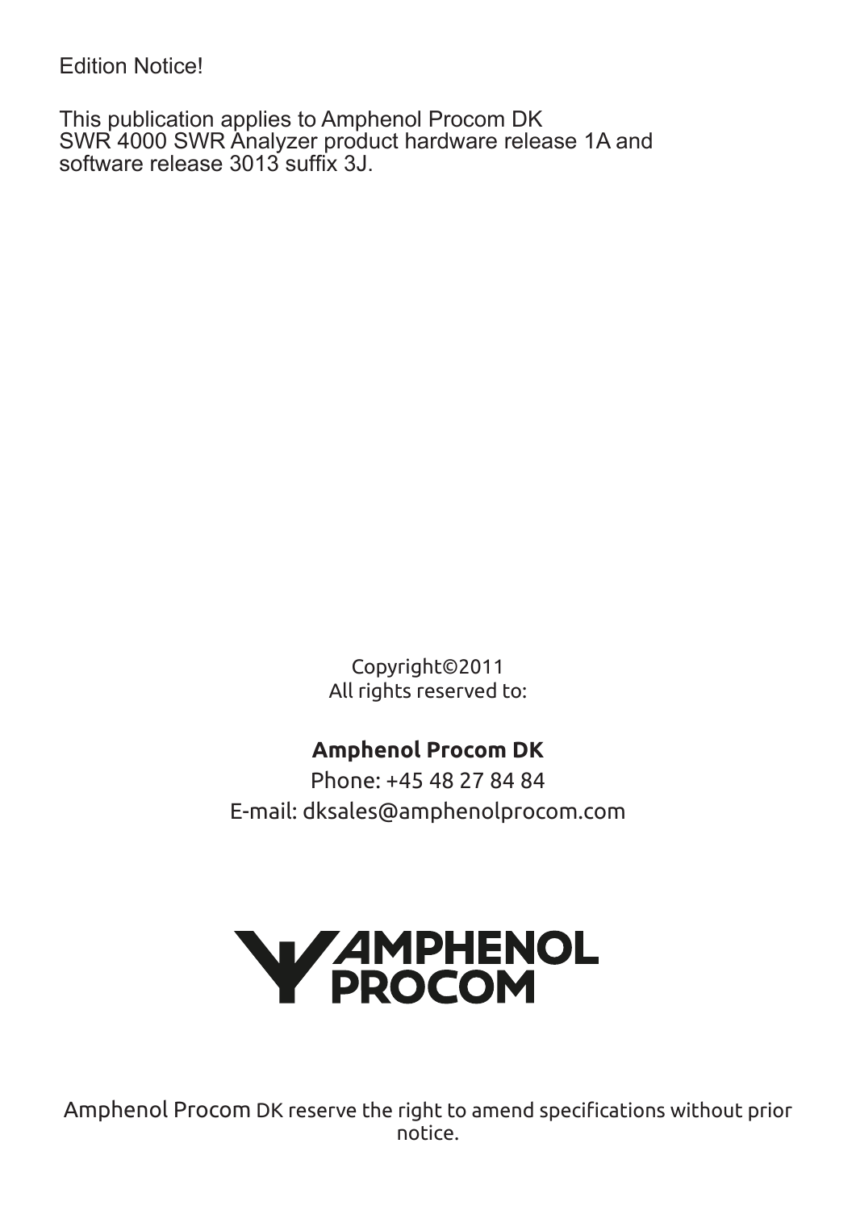Edition Notice!

This publication applies to Amphenol Procom DK
SWR 4000 SWR Analyzer product hardware release 1A and
software release 3013 suffix 3J.

Copyright©2011
All rights reserved to:

**Amphenol Procom DK**

Phone: +45 48 27 84 84

E-mail: dksales@amphenolprocom.com

AMPHENOL PROCOM

Amphenol Procom DK reserve the right to amend specifications without prior notice.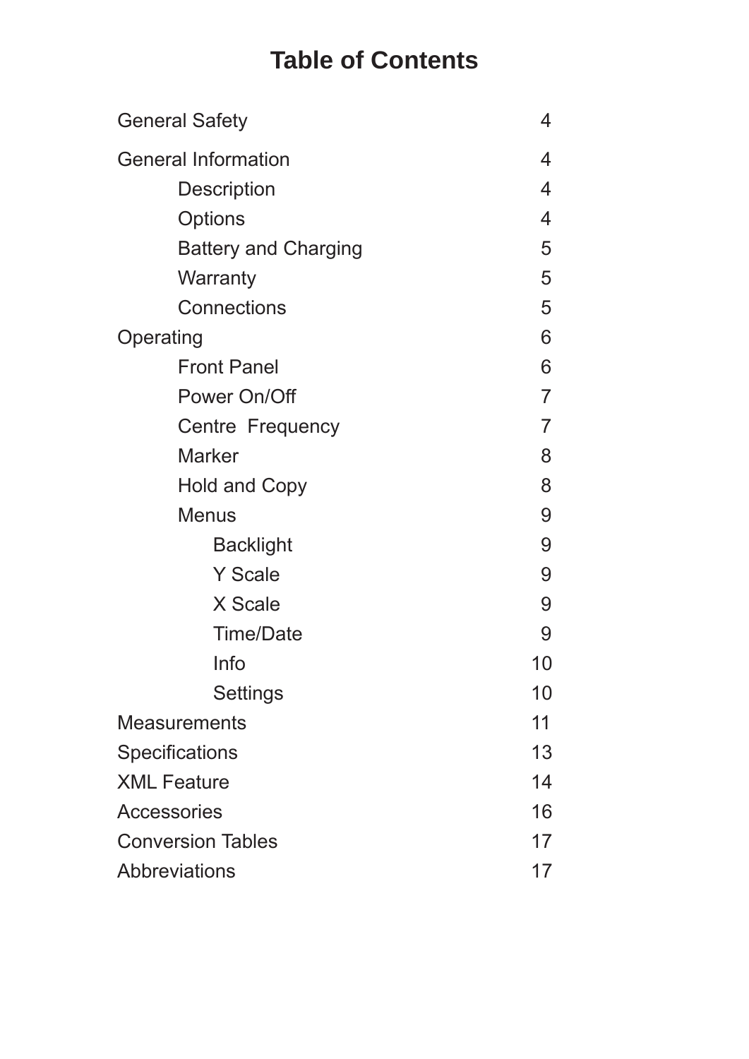# Table of Contents

| | |
|---|---|
| General Safety | 4 |
| General Information | 4 |
| &nbsp;&nbsp;&nbsp;&nbsp;Description | 4 |
| &nbsp;&nbsp;&nbsp;&nbsp;Options | 4 |
| &nbsp;&nbsp;&nbsp;&nbsp;Battery and Charging | 5 |
| &nbsp;&nbsp;&nbsp;&nbsp;Warranty | 5 |
| &nbsp;&nbsp;&nbsp;&nbsp;Connections | 5 |
| Operating | 6 |
| &nbsp;&nbsp;&nbsp;&nbsp;Front Panel | 6 |
| &nbsp;&nbsp;&nbsp;&nbsp;Power On/Off | 7 |
| &nbsp;&nbsp;&nbsp;&nbsp;Centre Frequency | 7 |
| &nbsp;&nbsp;&nbsp;&nbsp;Marker | 8 |
| &nbsp;&nbsp;&nbsp;&nbsp;Hold and Copy | 8 |
| &nbsp;&nbsp;&nbsp;&nbsp;Menus | 9 |
| &nbsp;&nbsp;&nbsp;&nbsp;&nbsp;&nbsp;&nbsp;&nbsp;Backlight | 9 |
| &nbsp;&nbsp;&nbsp;&nbsp;&nbsp;&nbsp;&nbsp;&nbsp;Y Scale | 9 |
| &nbsp;&nbsp;&nbsp;&nbsp;&nbsp;&nbsp;&nbsp;&nbsp;X Scale | 9 |
| &nbsp;&nbsp;&nbsp;&nbsp;&nbsp;&nbsp;&nbsp;&nbsp;Time/Date | 9 |
| &nbsp;&nbsp;&nbsp;&nbsp;&nbsp;&nbsp;&nbsp;&nbsp;Info | 10 |
| &nbsp;&nbsp;&nbsp;&nbsp;&nbsp;&nbsp;&nbsp;&nbsp;Settings | 10 |
| Measurements | 11 |
| Specifications | 13 |
| XML Feature | 14 |
| Accessories | 16 |
| Conversion Tables | 17 |
| Abbreviations | 17 |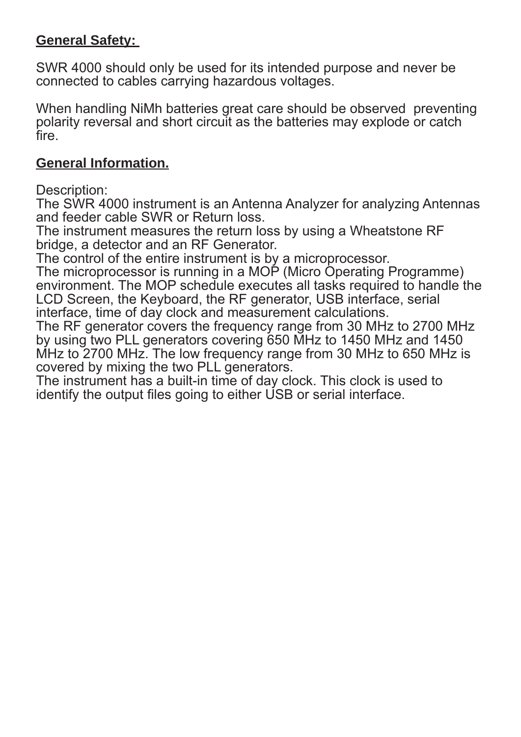## General Safety:

SWR 4000 should only be used for its intended purpose and never be connected to cables carrying hazardous voltages.

When handling NiMh batteries great care should be observed preventing polarity reversal and short circuit as the batteries may explode or catch fire.

## General Information.

Description:
The SWR 4000 instrument is an Antenna Analyzer for analyzing Antennas and feeder cable SWR or Return loss.
The instrument measures the return loss by using a Wheatstone RF bridge, a detector and an RF Generator.
The control of the entire instrument is by a microprocessor.
The microprocessor is running in a MOP (Micro Operating Programme) environment. The MOP schedule executes all tasks required to handle the LCD Screen, the Keyboard, the RF generator, USB interface, serial interface, time of day clock and measurement calculations.
The RF generator covers the frequency range from 30 MHz to 2700 MHz by using two PLL generators covering 650 MHz to 1450 MHz and 1450 MHz to 2700 MHz. The low frequency range from 30 MHz to 650 MHz is covered by mixing the two PLL generators.
The instrument has a built-in time of day clock. This clock is used to identify the output files going to either USB or serial interface.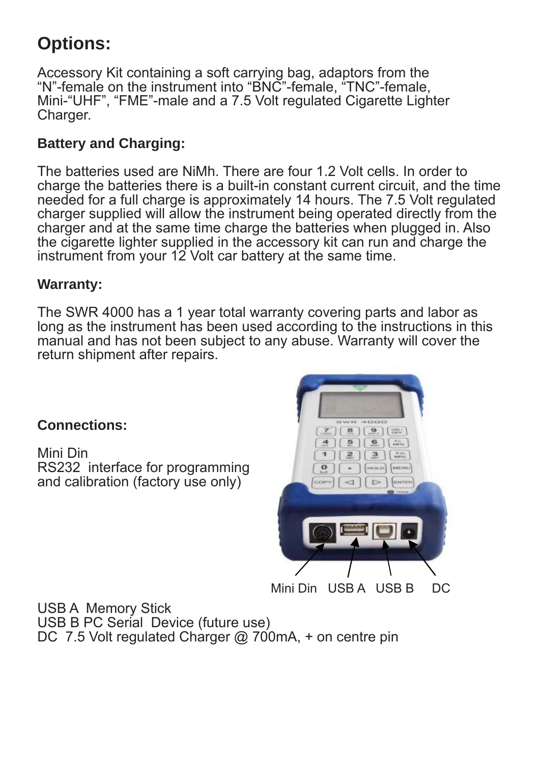# Options:

Accessory Kit containing a soft carrying bag, adaptors from the “N”-female on the instrument into “BNC”-female, “TNC”-female, Mini-“UHF”, “FME”-male and a 7.5 Volt regulated Cigarette Lighter Charger.

### Battery and Charging:

The batteries used are NiMh. There are four 1.2 Volt cells. In order to charge the batteries there is a built-in constant current circuit, and the time needed for a full charge is approximately 14 hours. The 7.5 Volt regulated charger supplied will allow the instrument being operated directly from the charger and at the same time charge the batteries when plugged in. Also the cigarette lighter supplied in the accessory kit can run and charge the instrument from your 12 Volt car battery at the same time.

### Warranty:

The SWR 4000 has a 1 year total warranty covering parts and labor as long as the instrument has been used according to the instructions in this manual and has not been subject to any abuse. Warranty will cover the return shipment after repairs.

### Connections:

Mini Din
RS232 interface for programming and calibration (factory use only)

Mini Din   USB A   USB B   DC

USB A Memory Stick
USB B PC Serial Device (future use)
DC 7.5 Volt regulated Charger @ 700mA, + on centre pin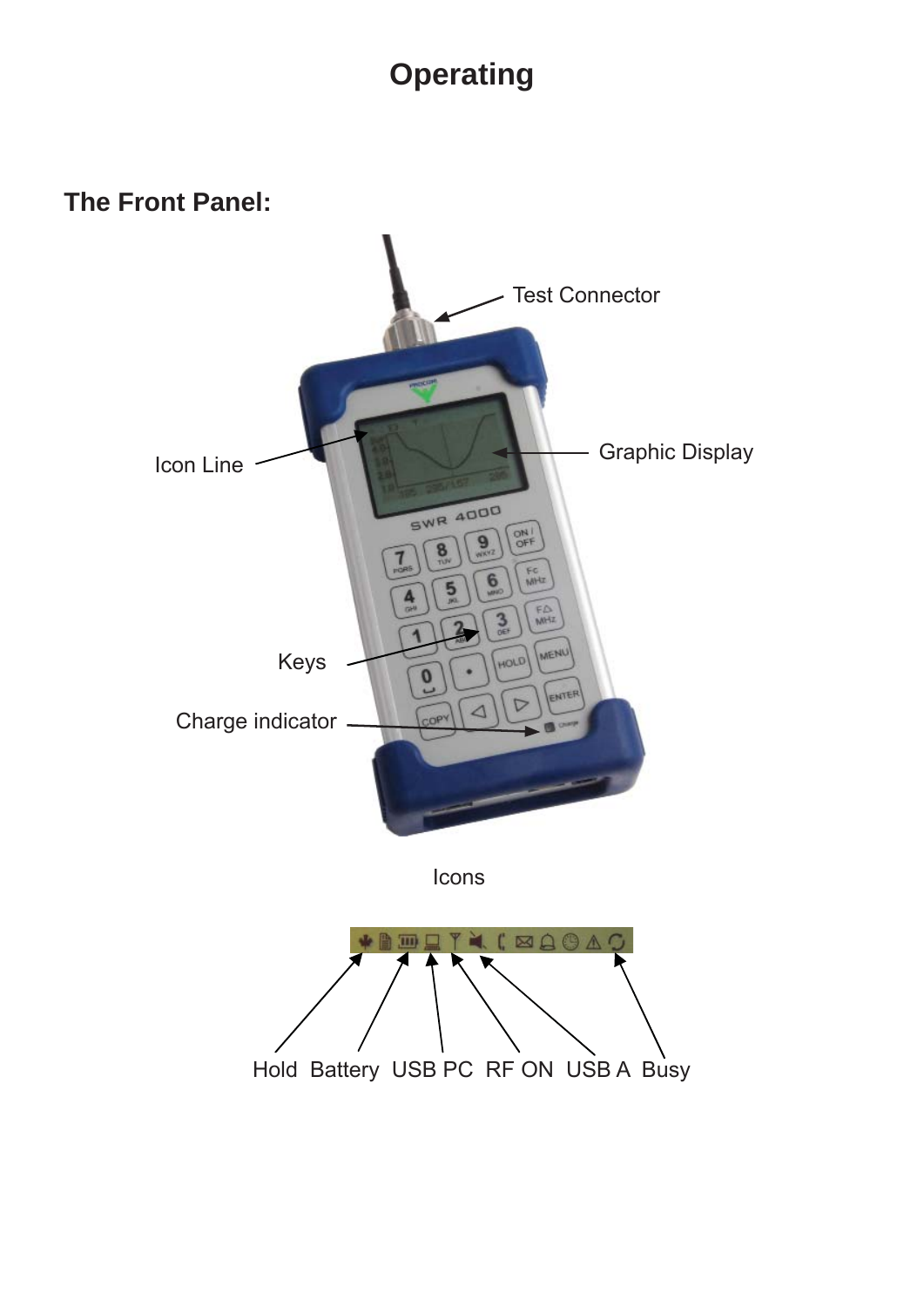# Operating

## The Front Panel:

Test Connector

Icon Line

Graphic Display

Keys

Charge indicator

Icons

Hold Battery USB PC RF ON USB A Busy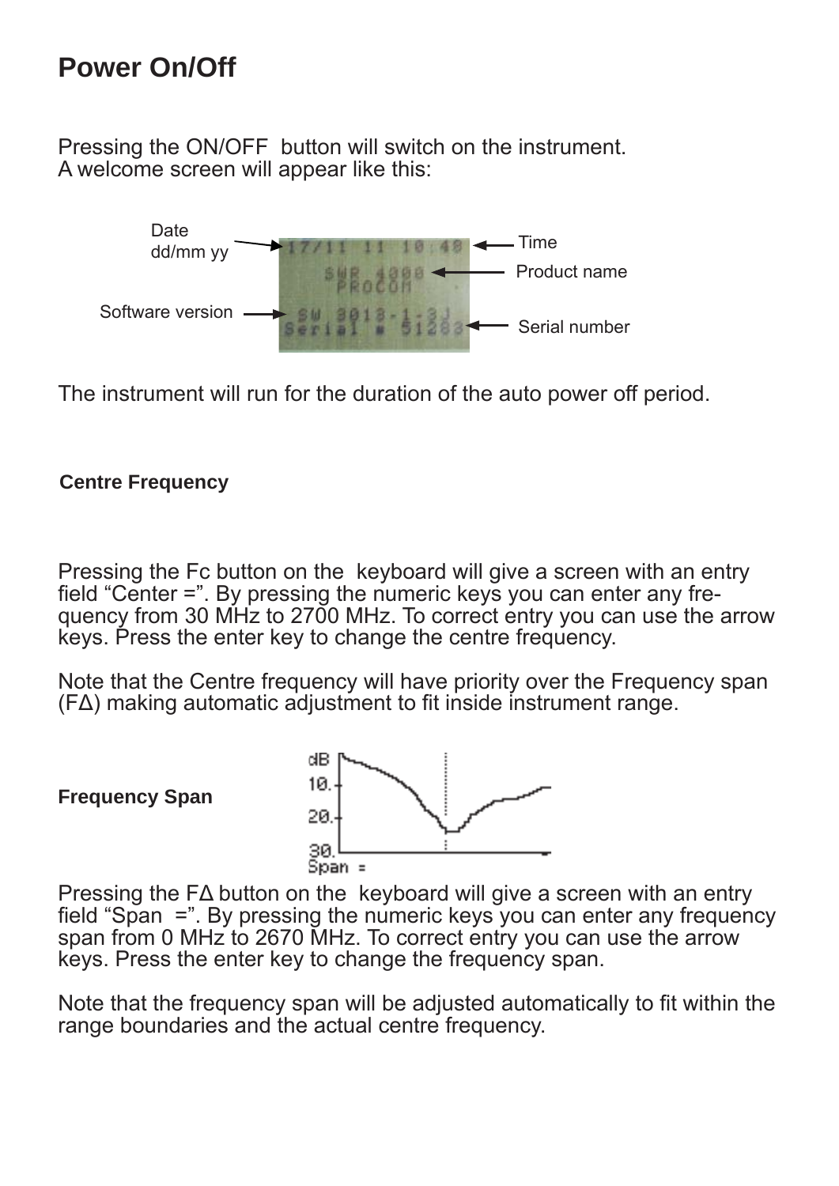# Power On/Off

Pressing the ON/OFF button will switch on the instrument.
A welcome screen will appear like this:

The instrument will run for the duration of the auto power off period.

### Centre Frequency

Pressing the Fc button on the keyboard will give a screen with an entry field “Center =”. By pressing the numeric keys you can enter any frequency from 30 MHz to 2700 MHz. To correct entry you can use the arrow keys. Press the enter key to change the centre frequency.

Note that the Centre frequency will have priority over the Frequency span (FΔ) making automatic adjustment to fit inside instrument range.

### Frequency Span

Pressing the FΔ button on the keyboard will give a screen with an entry field “Span =”. By pressing the numeric keys you can enter any frequency span from 0 MHz to 2670 MHz. To correct entry you can use the arrow keys. Press the enter key to change the frequency span.

Note that the frequency span will be adjusted automatically to fit within the range boundaries and the actual centre frequency.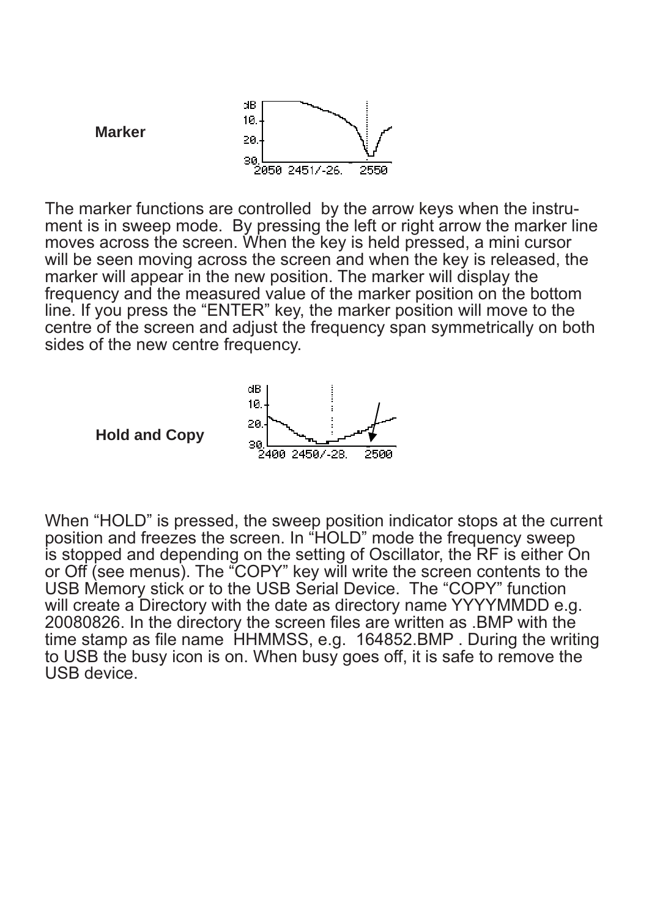**Marker**

The marker functions are controlled by the arrow keys when the instrument is in sweep mode. By pressing the left or right arrow the marker line moves across the screen. When the key is held pressed, a mini cursor will be seen moving across the screen and when the key is released, the marker will appear in the new position. The marker will display the frequency and the measured value of the marker position on the bottom line. If you press the "ENTER" key, the marker position will move to the centre of the screen and adjust the frequency span symmetrically on both sides of the new centre frequency.

**Hold and Copy**

When "HOLD" is pressed, the sweep position indicator stops at the current position and freezes the screen. In "HOLD" mode the frequency sweep is stopped and depending on the setting of Oscillator, the RF is either On or Off (see menus). The "COPY" key will write the screen contents to the USB Memory stick or to the USB Serial Device. The "COPY" function will create a Directory with the date as directory name YYYYMMDD e.g. 20080826. In the directory the screen files are written as .BMP with the time stamp as file name HHMMSS, e.g. 164852.BMP . During the writing to USB the busy icon is on. When busy goes off, it is safe to remove the USB device.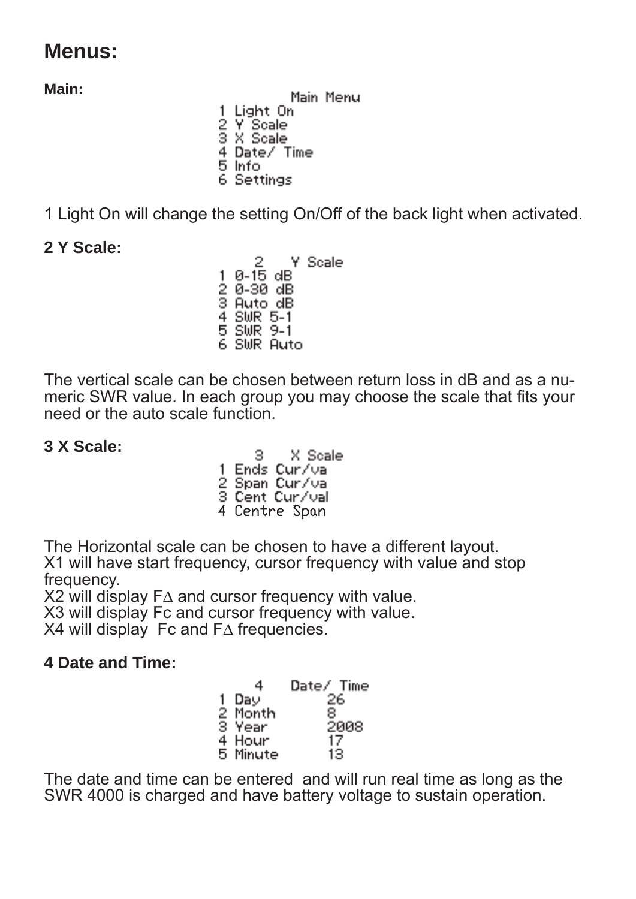# Menus:

**Main:**

```
        Main Menu
1 Light On
2 Y Scale
3 X Scale
4 Date/ Time
5 Info
6 Settings
```

1 Light On will change the setting On/Off of the back light when activated.

**2 Y Scale:**

```
   2   Y Scale
1 0-15 dB
2 0-30 dB
3 Auto dB
4 SWR 5-1
5 SWR 9-1
6 SWR Auto
```

The vertical scale can be chosen between return loss in dB and as a numeric SWR value. In each group you may choose the scale that fits your need or the auto scale function.

**3 X Scale:**

```
   3   X Scale
1 Ends Cur/va
2 Span Cur/va
3 Cent Cur/val
4 Centre Span
```

The Horizontal scale can be chosen to have a different layout.
X1 will have start frequency, cursor frequency with value and stop frequency.
X2 will display F∆ and cursor frequency with value.
X3 will display Fc and cursor frequency with value.
X4 will display Fc and F∆ frequencies.

**4 Date and Time:**

```
   4   Date/ Time
1 Day          26
2 Month        8
3 Year         2008
4 Hour         17
5 Minute       13
```

The date and time can be entered and will run real time as long as the SWR 4000 is charged and have battery voltage to sustain operation.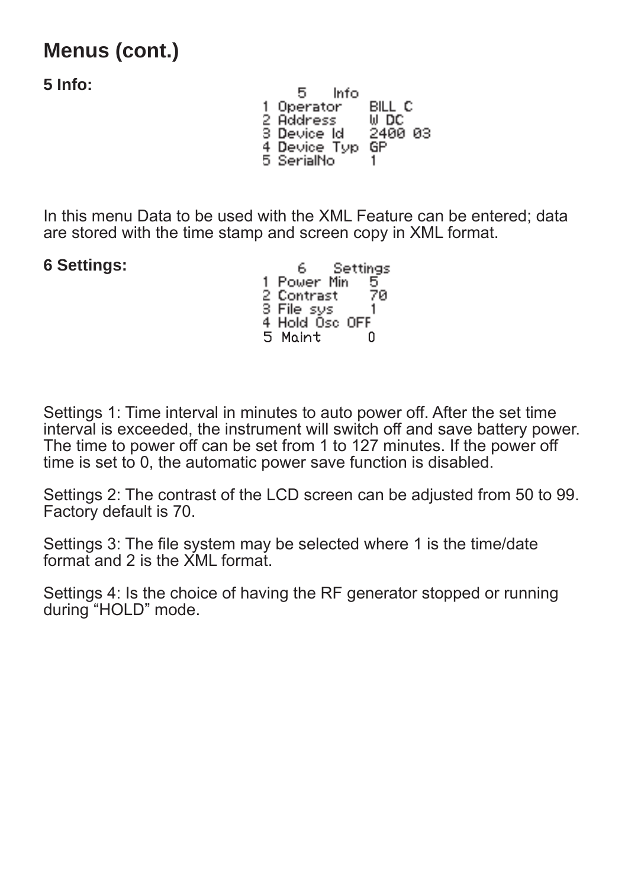## Menus (cont.)

**5 Info:**

```
     5    Info
1 Operator    BILL C
2 Address     W DC
3 Device Id   2400 03
4 Device Typ  GP
5 SerialNo    1
```

In this menu Data to be used with the XML Feature can be entered; data are stored with the time stamp and screen copy in XML format.

**6 Settings:**

```
     6    Settings
1 Power Min   5
2 Contrast    70
3 File sys    1
4 Hold Osc OFF
5 Maint       0
```

Settings 1: Time interval in minutes to auto power off. After the set time interval is exceeded, the instrument will switch off and save battery power. The time to power off can be set from 1 to 127 minutes. If the power off time is set to 0, the automatic power save function is disabled.

Settings 2: The contrast of the LCD screen can be adjusted from 50 to 99. Factory default is 70.

Settings 3: The file system may be selected where 1 is the time/date format and 2 is the XML format.

Settings 4: Is the choice of having the RF generator stopped or running during “HOLD” mode.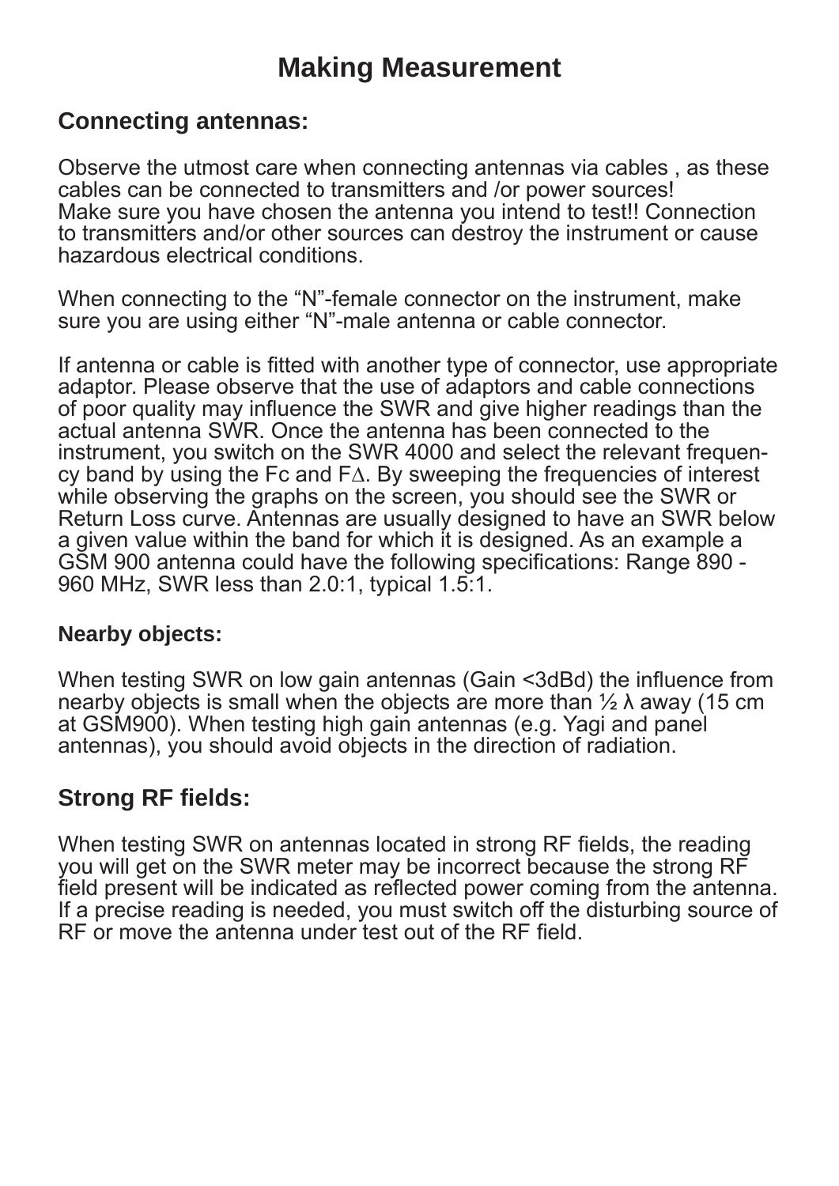# Making Measurement

## Connecting antennas:

Observe the utmost care when connecting antennas via cables , as these cables can be connected to transmitters and /or power sources!
Make sure you have chosen the antenna you intend to test!! Connection to transmitters and/or other sources can destroy the instrument or cause hazardous electrical conditions.

When connecting to the “N”-female connector on the instrument, make sure you are using either “N”-male antenna or cable connector.

If antenna or cable is fitted with another type of connector, use appropriate adaptor. Please observe that the use of adaptors and cable connections of poor quality may influence the SWR and give higher readings than the actual antenna SWR. Once the antenna has been connected to the instrument, you switch on the SWR 4000 and select the relevant frequency band by using the Fc and F∆. By sweeping the frequencies of interest while observing the graphs on the screen, you should see the SWR or Return Loss curve. Antennas are usually designed to have an SWR below a given value within the band for which it is designed. As an example a GSM 900 antenna could have the following specifications: Range 890 - 960 MHz, SWR less than 2.0:1, typical 1.5:1.

### Nearby objects:

When testing SWR on low gain antennas (Gain <3dBd) the influence from nearby objects is small when the objects are more than ½ λ away (15 cm at GSM900). When testing high gain antennas (e.g. Yagi and panel antennas), you should avoid objects in the direction of radiation.

## Strong RF fields:

When testing SWR on antennas located in strong RF fields, the reading you will get on the SWR meter may be incorrect because the strong RF field present will be indicated as reflected power coming from the antenna. If a precise reading is needed, you must switch off the disturbing source of RF or move the antenna under test out of the RF field.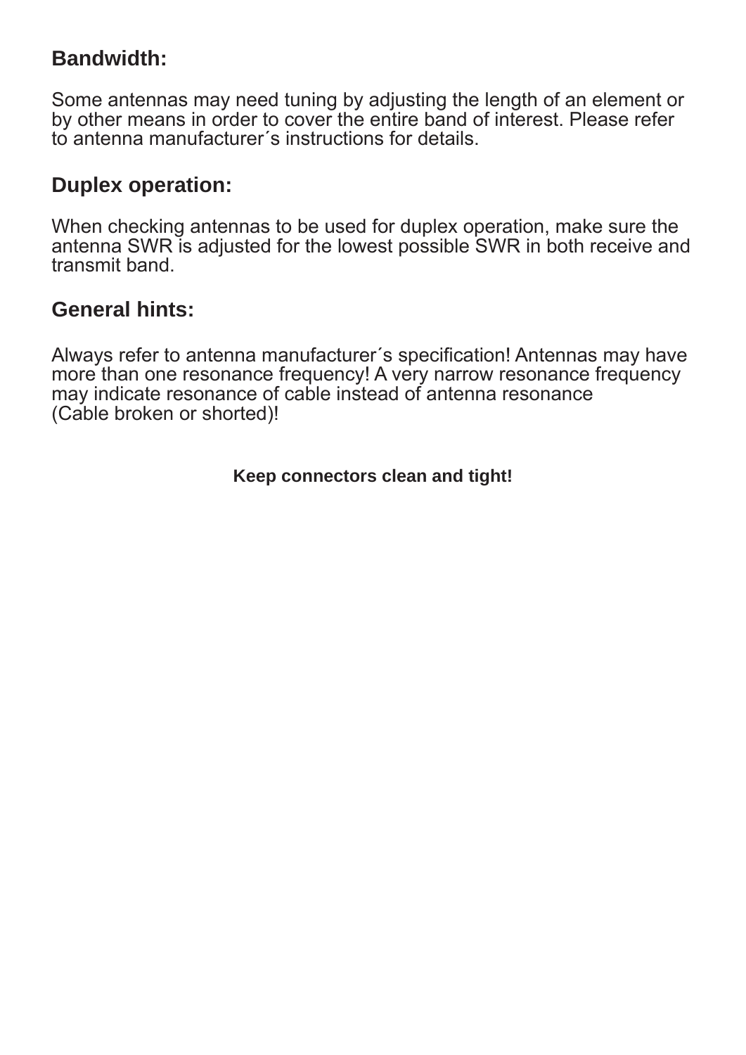## Bandwidth:

Some antennas may need tuning by adjusting the length of an element or by other means in order to cover the entire band of interest. Please refer to antenna manufacturer´s instructions for details.

## Duplex operation:

When checking antennas to be used for duplex operation, make sure the antenna SWR is adjusted for the lowest possible SWR in both receive and transmit band.

## General hints:

Always refer to antenna manufacturer´s specification! Antennas may have more than one resonance frequency! A very narrow resonance frequency may indicate resonance of cable instead of antenna resonance (Cable broken or shorted)!

**Keep connectors clean and tight!**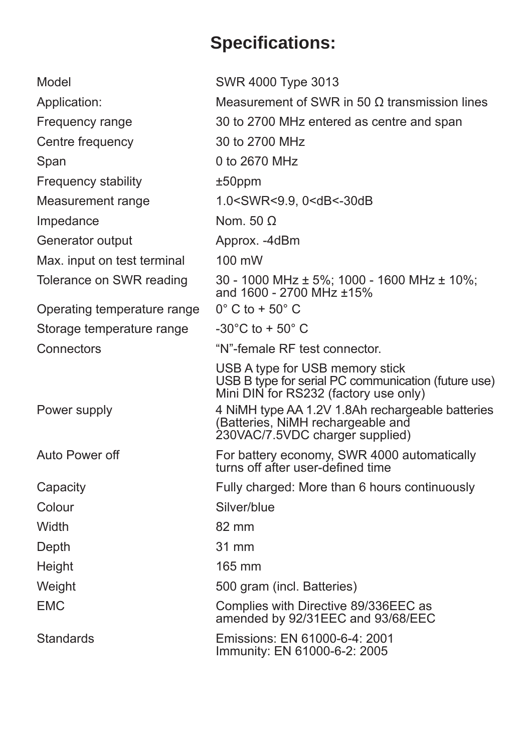# Specifications:

| | |
|---|---|
| Model | SWR 4000 Type 3013 |
| Application: | Measurement of SWR in 50 Ω transmission lines |
| Frequency range | 30 to 2700 MHz entered as centre and span |
| Centre frequency | 30 to 2700 MHz |
| Span | 0 to 2670 MHz |
| Frequency stability | ±50ppm |
| Measurement range | 1.0<SWR<9.9, 0<dB<-30dB |
| Impedance | Nom. 50 Ω |
| Generator output | Approx. -4dBm |
| Max. input on test terminal | 100 mW |
| Tolerance on SWR reading | 30 - 1000 MHz ± 5%; 1000 - 1600 MHz ± 10%; and 1600 - 2700 MHz ±15% |
| Operating temperature range | 0° C to + 50° C |
| Storage temperature range | -30°C to + 50° C |
| Connectors | "N"-female RF test connector. |
| | USB A type for USB memory stick<br>USB B type for serial PC communication (future use)<br>Mini DIN for RS232 (factory use only) |
| Power supply | 4 NiMH type AA 1.2V 1.8Ah rechargeable batteries (Batteries, NiMH rechargeable and 230VAC/7.5VDC charger supplied) |
| Auto Power off | For battery economy, SWR 4000 automatically turns off after user-defined time |
| Capacity | Fully charged: More than 6 hours continuously |
| Colour | Silver/blue |
| Width | 82 mm |
| Depth | 31 mm |
| Height | 165 mm |
| Weight | 500 gram (incl. Batteries) |
| EMC | Complies with Directive 89/336EEC as amended by 92/31EEC and 93/68/EEC |
| Standards | Emissions: EN 61000-6-4: 2001<br>Immunity: EN 61000-6-2: 2005 |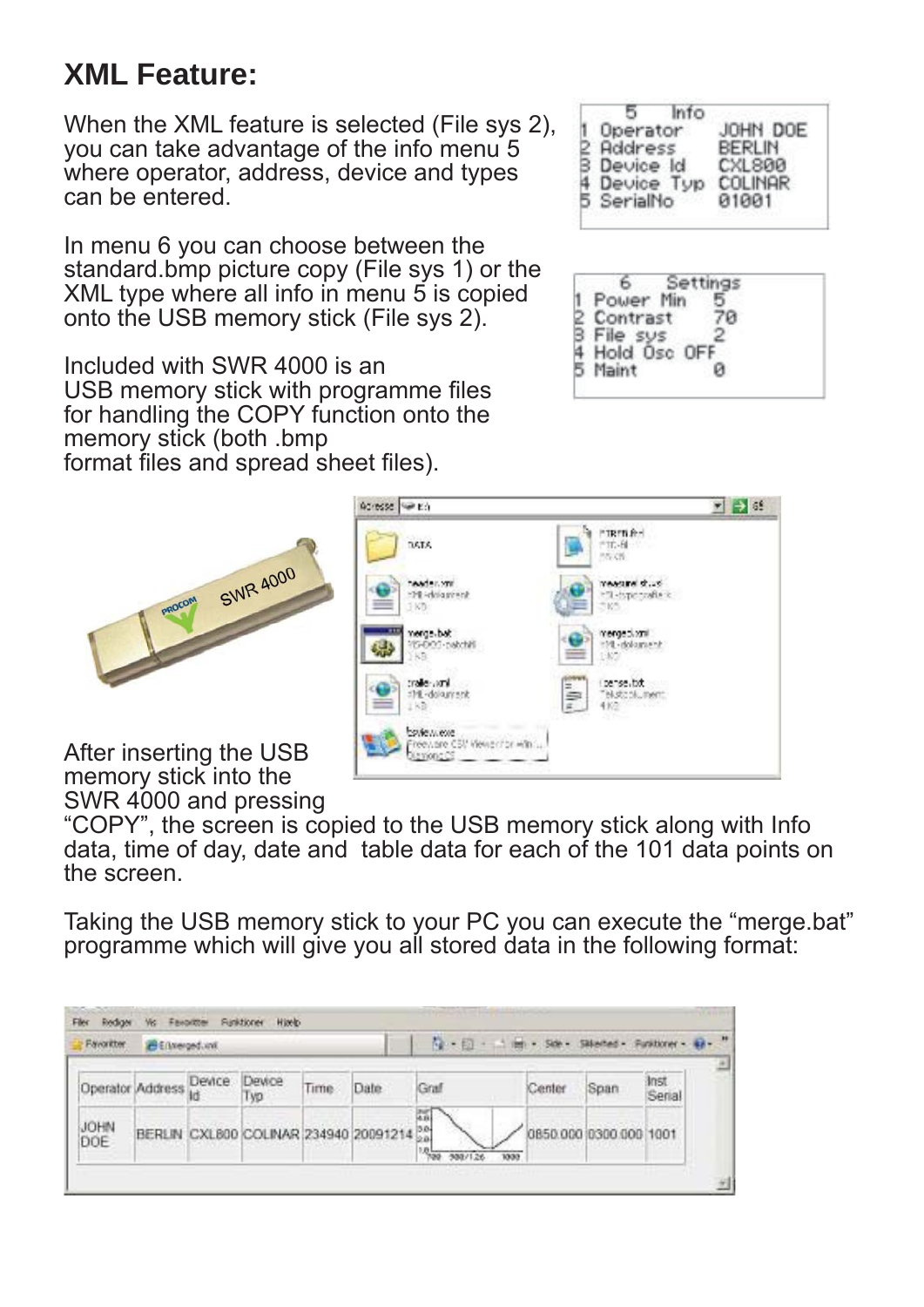## XML Feature:

When the XML feature is selected (File sys 2), you can take advantage of the info menu 5 where operator, address, device and types can be entered.

In menu 6 you can choose between the standard.bmp picture copy (File sys 1) or the XML type where all info in menu 5 is copied onto the USB memory stick (File sys 2).

Included with SWR 4000 is an USB memory stick with programme files for handling the COPY function onto the memory stick (both .bmp format files and spread sheet files).

After inserting the USB memory stick into the SWR 4000 and pressing "COPY", the screen is copied to the USB memory stick along with Info data, time of day, date and table data for each of the 101 data points on the screen.

Taking the USB memory stick to your PC you can execute the "merge.bat" programme which will give you all stored data in the following format: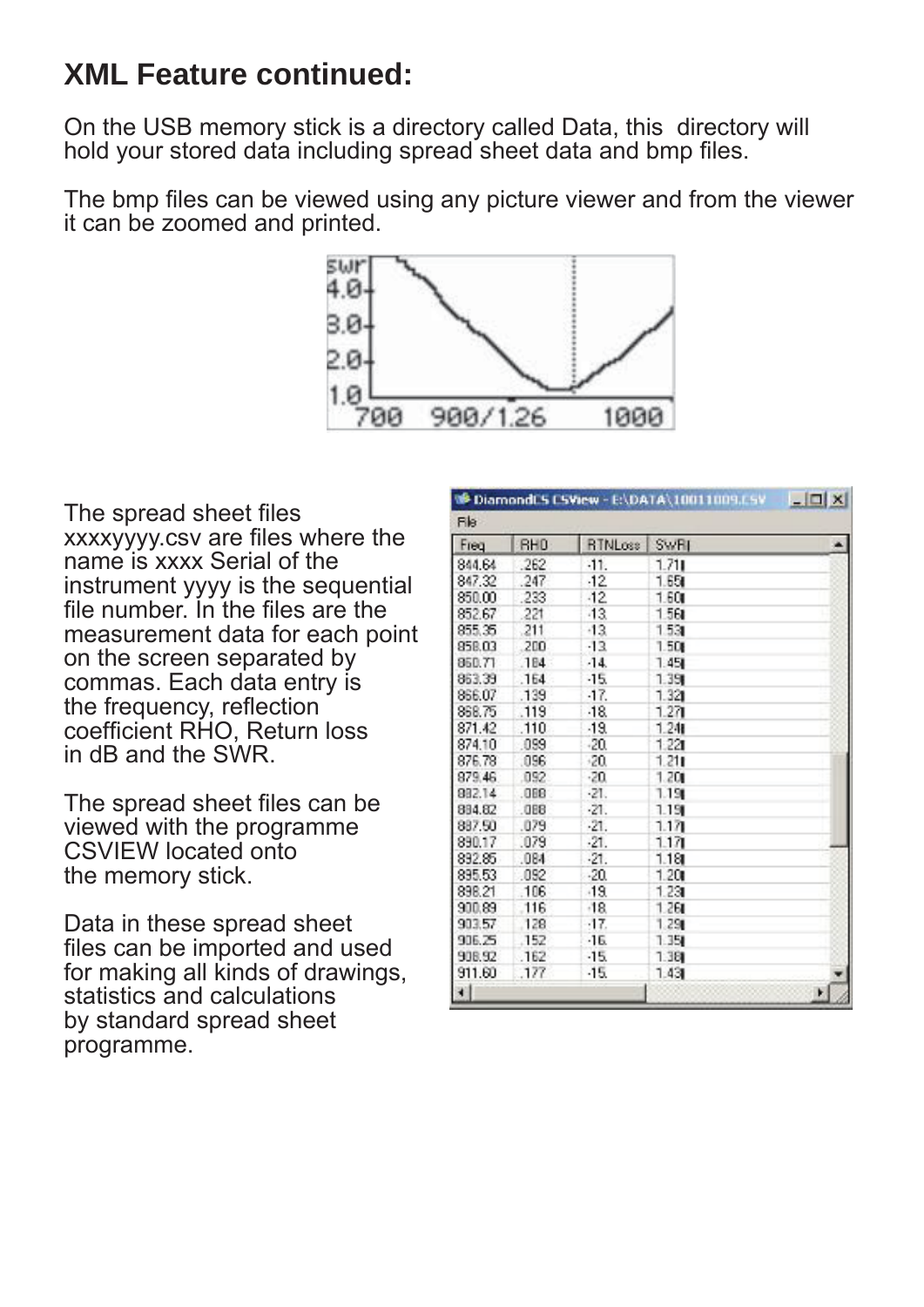## XML Feature continued:

On the USB memory stick is a directory called Data, this directory will hold your stored data including spread sheet data and bmp files.

The bmp files can be viewed using any picture viewer and from the viewer it can be zoomed and printed.

The spread sheet files xxxxyyyy.csv are files where the name is xxxx Serial of the instrument yyyy is the sequential file number. In the files are the measurement data for each point on the screen separated by commas. Each data entry is the frequency, reflection coefficient RHO, Return loss in dB and the SWR.

The spread sheet files can be viewed with the programme CSVIEW located onto the memory stick.

Data in these spread sheet files can be imported and used for making all kinds of drawings, statistics and calculations by standard spread sheet programme.

DiamondCS CSView - E:\DATA\10011009.CSV

| Freq | RHO | RTNLoss | SWR |
|---|---|---|---|
| 844.64 | .262 | -11. | 1.71 |
| 847.32 | .247 | -12. | 1.65 |
| 850.00 | .233 | -12. | 1.60 |
| 852.67 | .221 | -13. | 1.56 |
| 855.35 | .211 | -13. | 1.53 |
| 858.03 | .200 | -13. | 1.50 |
| 860.71 | .184 | -14. | 1.45 |
| 863.39 | .164 | -15. | 1.39 |
| 866.07 | .139 | -17. | 1.32 |
| 868.75 | .119 | -18. | 1.27 |
| 871.42 | .110 | -19. | 1.24 |
| 874.10 | .099 | -20. | 1.22 |
| 876.78 | .096 | -20. | 1.21 |
| 879.46 | .092 | -20. | 1.20 |
| 882.14 | .088 | -21. | 1.19 |
| 884.82 | .088 | -21. | 1.19 |
| 887.50 | .079 | -21. | 1.17 |
| 890.17 | .079 | -21. | 1.17 |
| 892.85 | .084 | -21. | 1.18 |
| 895.53 | .092 | -20. | 1.20 |
| 898.21 | .106 | -19. | 1.23 |
| 900.89 | .116 | -18. | 1.26 |
| 903.57 | .128 | -17. | 1.29 |
| 906.25 | .152 | -16. | 1.35 |
| 908.92 | .162 | -15. | 1.38 |
| 911.60 | .177 | -15. | 1.43 |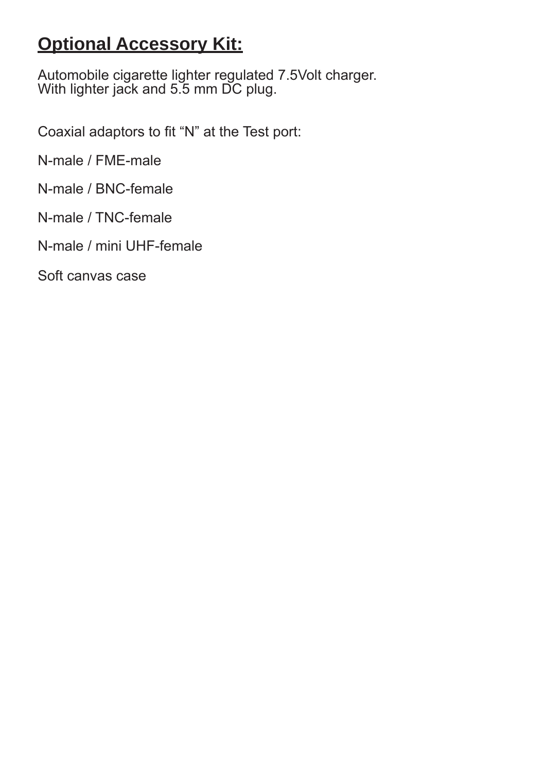## **Optional Accessory Kit:**

Automobile cigarette lighter regulated 7.5Volt charger.
With lighter jack and 5.5 mm DC plug.

Coaxial adaptors to fit “N” at the Test port:

N-male / FME-male

N-male / BNC-female

N-male / TNC-female

N-male / mini UHF-female

Soft canvas case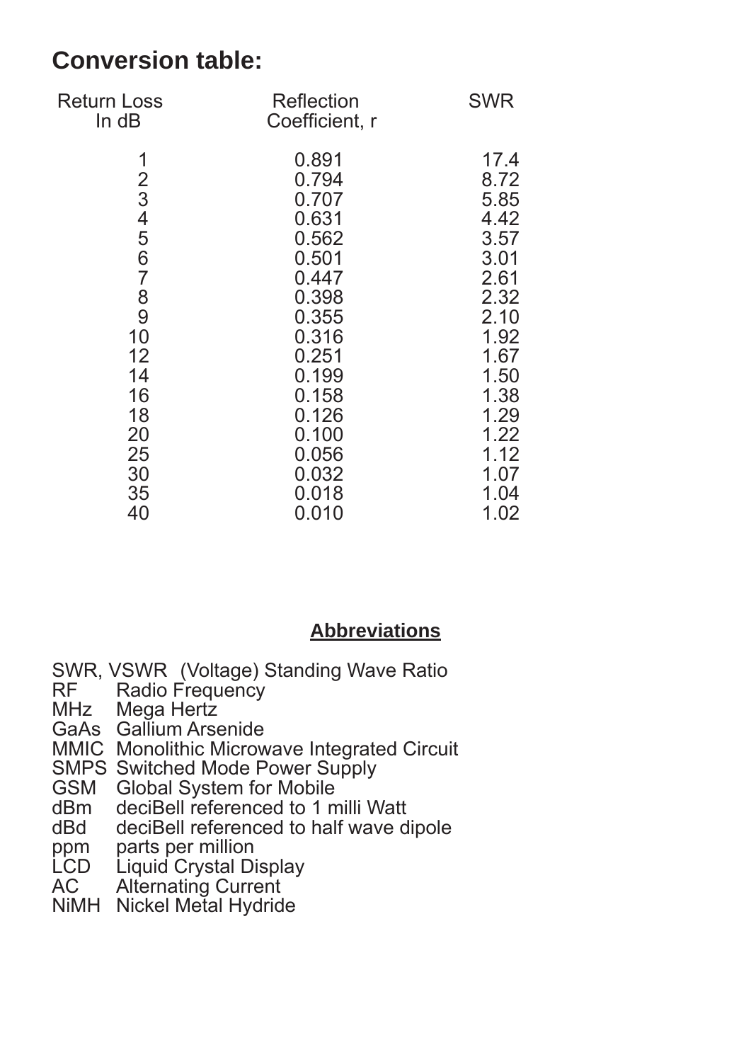## Conversion table:

| Return Loss In dB | Reflection Coefficient, r | SWR |
|---|---|---|
| 1 | 0.891 | 17.4 |
| 2 | 0.794 | 8.72 |
| 3 | 0.707 | 5.85 |
| 4 | 0.631 | 4.42 |
| 5 | 0.562 | 3.57 |
| 6 | 0.501 | 3.01 |
| 7 | 0.447 | 2.61 |
| 8 | 0.398 | 2.32 |
| 9 | 0.355 | 2.10 |
| 10 | 0.316 | 1.92 |
| 12 | 0.251 | 1.67 |
| 14 | 0.199 | 1.50 |
| 16 | 0.158 | 1.38 |
| 18 | 0.126 | 1.29 |
| 20 | 0.100 | 1.22 |
| 25 | 0.056 | 1.12 |
| 30 | 0.032 | 1.07 |
| 35 | 0.018 | 1.04 |
| 40 | 0.010 | 1.02 |

### Abbreviations

SWR, VSWR (Voltage) Standing Wave Ratio
RF Radio Frequency
MHz Mega Hertz
GaAs Gallium Arsenide
MMIC Monolithic Microwave Integrated Circuit
SMPS Switched Mode Power Supply
GSM Global System for Mobile
dBm deciBell referenced to 1 milli Watt
dBd deciBell referenced to half wave dipole
ppm parts per million
LCD Liquid Crystal Display
AC Alternating Current
NiMH Nickel Metal Hydride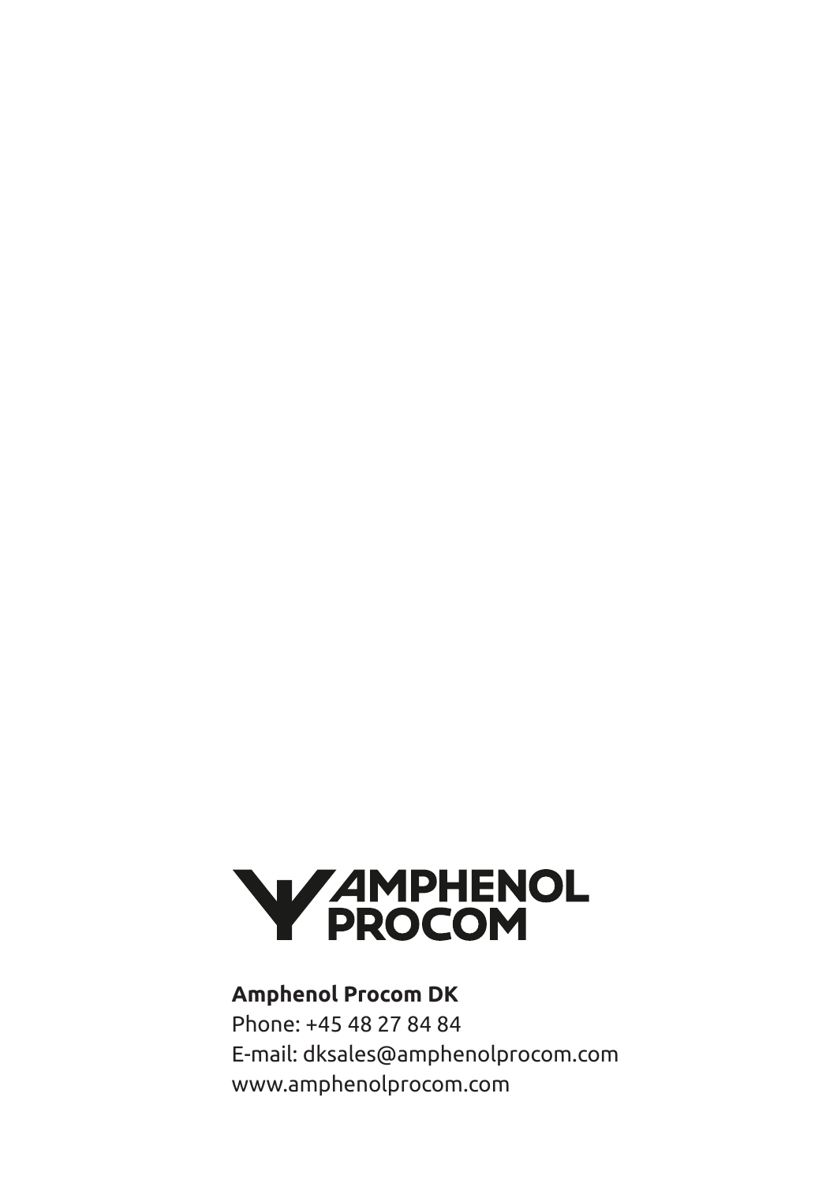AMPHENOL PROCOM

**Amphenol Procom DK**

Phone: +45 48 27 84 84

E-mail: dksales@amphenolprocom.com

www.amphenolprocom.com